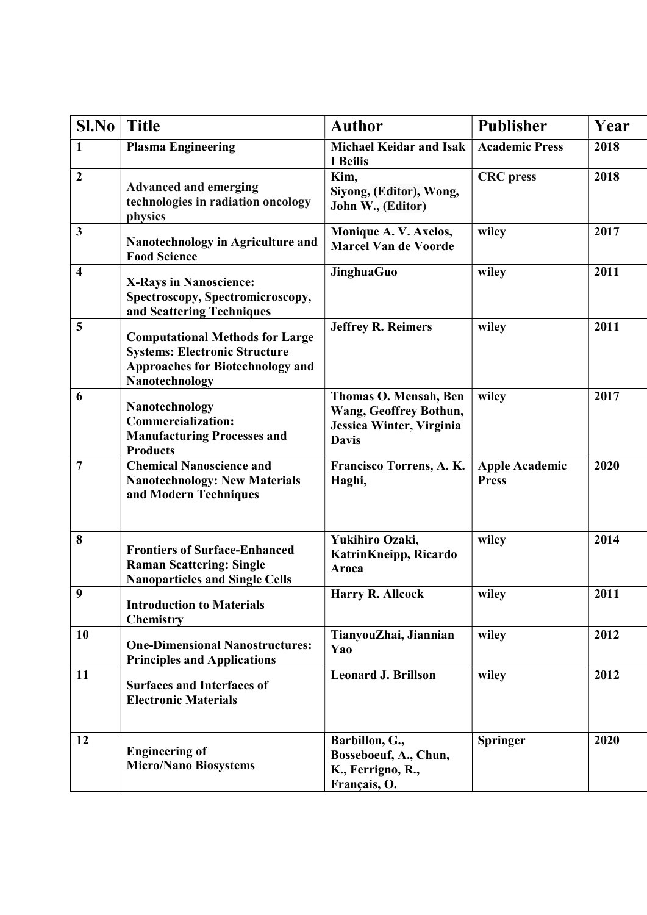| Sl.No | Title | Author | Publisher | Year |
|---|---|---|---|---|
| **1** | **Plasma Engineering** | **Michael Keidar and Isak I Beilis** | **Academic Press** | **2018** |
| **2** | **Advanced and emerging technologies in radiation oncology physics** | **Kim, Siyong, (Editor), Wong, John W., (Editor)** | **CRC press** | **2018** |
| **3** | **Nanotechnology in Agriculture and Food Science** | **Monique A. V. Axelos, Marcel Van de Voorde** | **wiley** | **2017** |
| **4** | **X-Rays in Nanoscience: Spectroscopy, Spectromicroscopy, and Scattering Techniques** | **JinghuaGuo** | **wiley** | **2011** |
| **5** | **Computational Methods for Large Systems: Electronic Structure Approaches for Biotechnology and Nanotechnology** | **Jeffrey R. Reimers** | **wiley** | **2011** |
| **6** | **Nanotechnology Commercialization: Manufacturing Processes and Products** | **Thomas O. Mensah, Ben Wang, Geoffrey Bothun, Jessica Winter, Virginia Davis** | **wiley** | **2017** |
| **7** | **Chemical Nanoscience and Nanotechnology: New Materials and Modern Techniques** | **Francisco Torrens, A. K. Haghi,** | **Apple Academic Press** | **2020** |
| **8** | **Frontiers of Surface-Enhanced Raman Scattering: Single Nanoparticles and Single Cells** | **Yukihiro Ozaki, KatrinKneipp, Ricardo Aroca** | **wiley** | **2014** |
| **9** | **Introduction to Materials Chemistry** | **Harry R. Allcock** | **wiley** | **2011** |
| **10** | **One-Dimensional Nanostructures: Principles and Applications** | **TianyouZhai, Jiannian Yao** | **wiley** | **2012** |
| **11** | **Surfaces and Interfaces of Electronic Materials** | **Leonard J. Brillson** | **wiley** | **2012** |
| **12** | **Engineering of Micro/Nano Biosystems** | **Barbillon, G., Bosseboeuf, A., Chun, K., Ferrigno, R., Français, O.** | **Springer** | **2020** |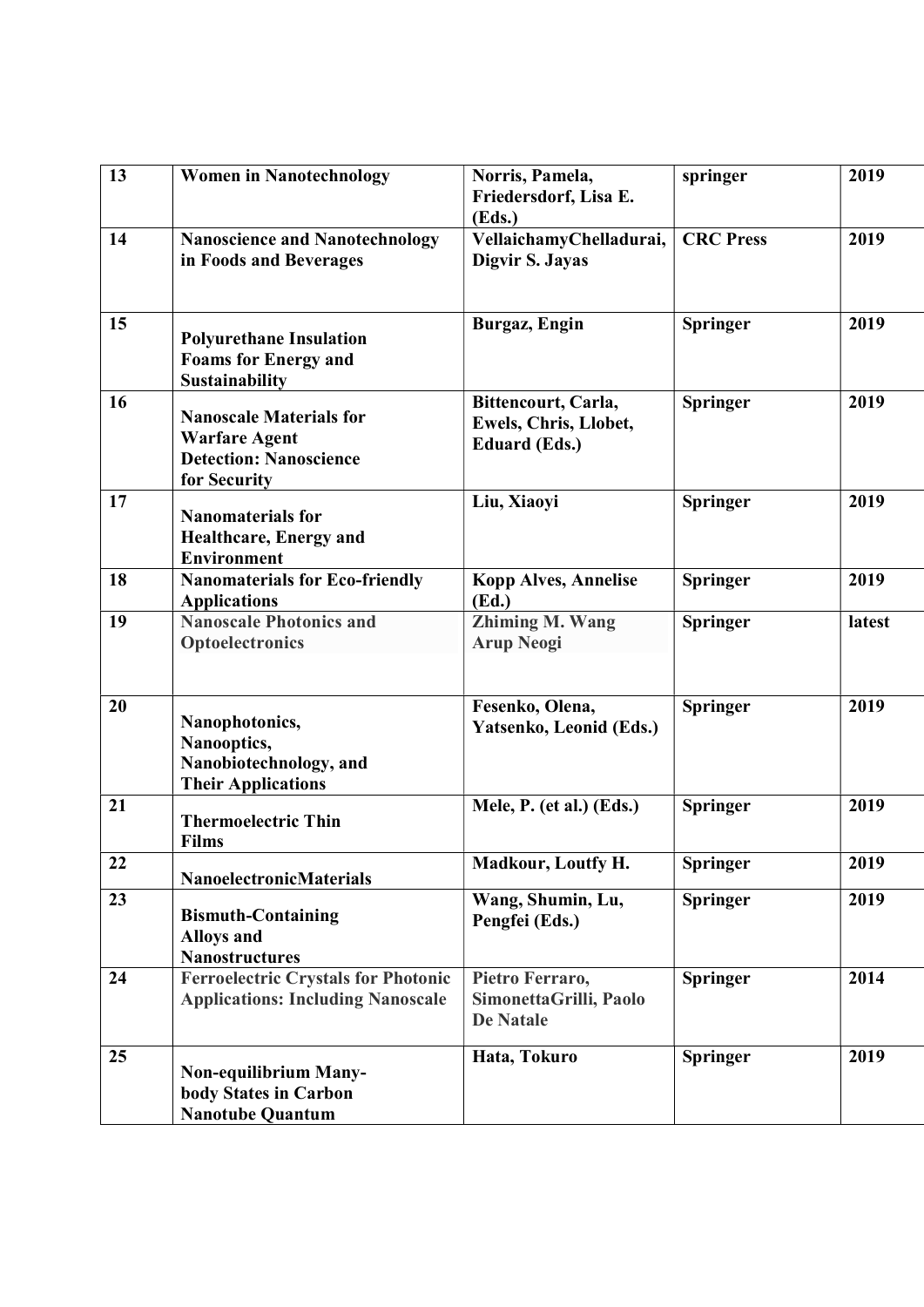| 13 | **Women in Nanotechnology** | **Norris, Pamela, Friedersdorf, Lisa E. (Eds.)** | **springer** | **2019** |
|---|---|---|---|---|
| 14 | **Nanoscience and Nanotechnology in Foods and Beverages** | **VellaichamyChelladurai, Digvir S. Jayas** | **CRC Press** | **2019** |
| 15 | **Polyurethane Insulation Foams for Energy and Sustainability** | **Burgaz, Engin** | **Springer** | **2019** |
| 16 | **Nanoscale Materials for Warfare Agent Detection: Nanoscience for Security** | **Bittencourt, Carla, Ewels, Chris, Llobet, Eduard (Eds.)** | **Springer** | **2019** |
| 17 | **Nanomaterials for Healthcare, Energy and Environment** | **Liu, Xiaoyi** | **Springer** | **2019** |
| 18 | **Nanomaterials for Eco-friendly Applications** | **Kopp Alves, Annelise (Ed.)** | **Springer** | **2019** |
| 19 | **Nanoscale Photonics and Optoelectronics** | **Zhiming M. Wang Arup Neogi** | **Springer** | **latest** |
| 20 | **Nanophotonics, Nanooptics, Nanobiotechnology, and Their Applications** | **Fesenko, Olena, Yatsenko, Leonid (Eds.)** | **Springer** | **2019** |
| 21 | **Thermoelectric Thin Films** | **Mele, P. (et al.) (Eds.)** | **Springer** | **2019** |
| 22 | **NanoelectronicMaterials** | **Madkour, Loutfy H.** | **Springer** | **2019** |
| 23 | **Bismuth-Containing Alloys and Nanostructures** | **Wang, Shumin, Lu, Pengfei (Eds.)** | **Springer** | **2019** |
| 24 | **Ferroelectric Crystals for Photonic Applications: Including Nanoscale** | **Pietro Ferraro, SimonettaGrilli, Paolo De Natale** | **Springer** | **2014** |
| 25 | **Non-equilibrium Many-body States in Carbon Nanotube Quantum** | **Hata, Tokuro** | **Springer** | **2019** |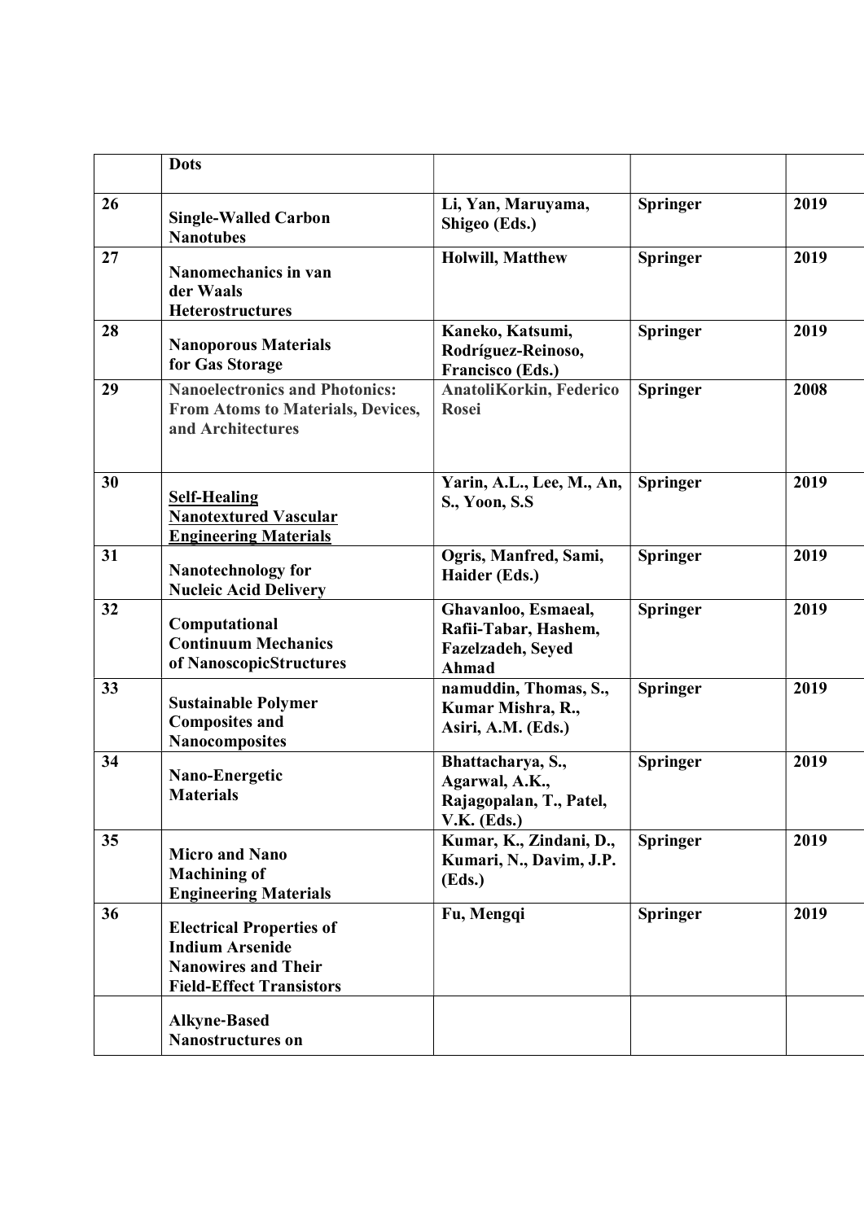| | | | | |
|---|---|---|---|---|
| | **Dots** | | | |
| **26** | **Single-Walled Carbon Nanotubes** | **Li, Yan, Maruyama, Shigeo (Eds.)** | **Springer** | **2019** |
| **27** | **Nanomechanics in van der Waals Heterostructures** | **Holwill, Matthew** | **Springer** | **2019** |
| **28** | **Nanoporous Materials for Gas Storage** | **Kaneko, Katsumi, Rodríguez-Reinoso, Francisco (Eds.)** | **Springer** | **2019** |
| **29** | **Nanoelectronics and Photonics: From Atoms to Materials, Devices, and Architectures** | **AnatoliKorkin, Federico Rosei** | **Springer** | **2008** |
| **30** | **Self-Healing Nanotextured Vascular Engineering Materials** | **Yarin, A.L., Lee, M., An, S., Yoon, S.S** | **Springer** | **2019** |
| **31** | **Nanotechnology for Nucleic Acid Delivery** | **Ogris, Manfred, Sami, Haider (Eds.)** | **Springer** | **2019** |
| **32** | **Computational Continuum Mechanics of NanoscopicStructures** | **Ghavanloo, Esmaeal, Rafii-Tabar, Hashem, Fazelzadeh, Seyed Ahmad** | **Springer** | **2019** |
| **33** | **Sustainable Polymer Composites and Nanocomposites** | **namuddin, Thomas, S., Kumar Mishra, R., Asiri, A.M. (Eds.)** | **Springer** | **2019** |
| **34** | **Nano-Energetic Materials** | **Bhattacharya, S., Agarwal, A.K., Rajagopalan, T., Patel, V.K. (Eds.)** | **Springer** | **2019** |
| **35** | **Micro and Nano Machining of Engineering Materials** | **Kumar, K., Zindani, D., Kumari, N., Davim, J.P. (Eds.)** | **Springer** | **2019** |
| **36** | **Electrical Properties of Indium Arsenide Nanowires and Their Field-Effect Transistors** | **Fu, Mengqi** | **Springer** | **2019** |
| | **Alkyne-Based Nanostructures on** | | | |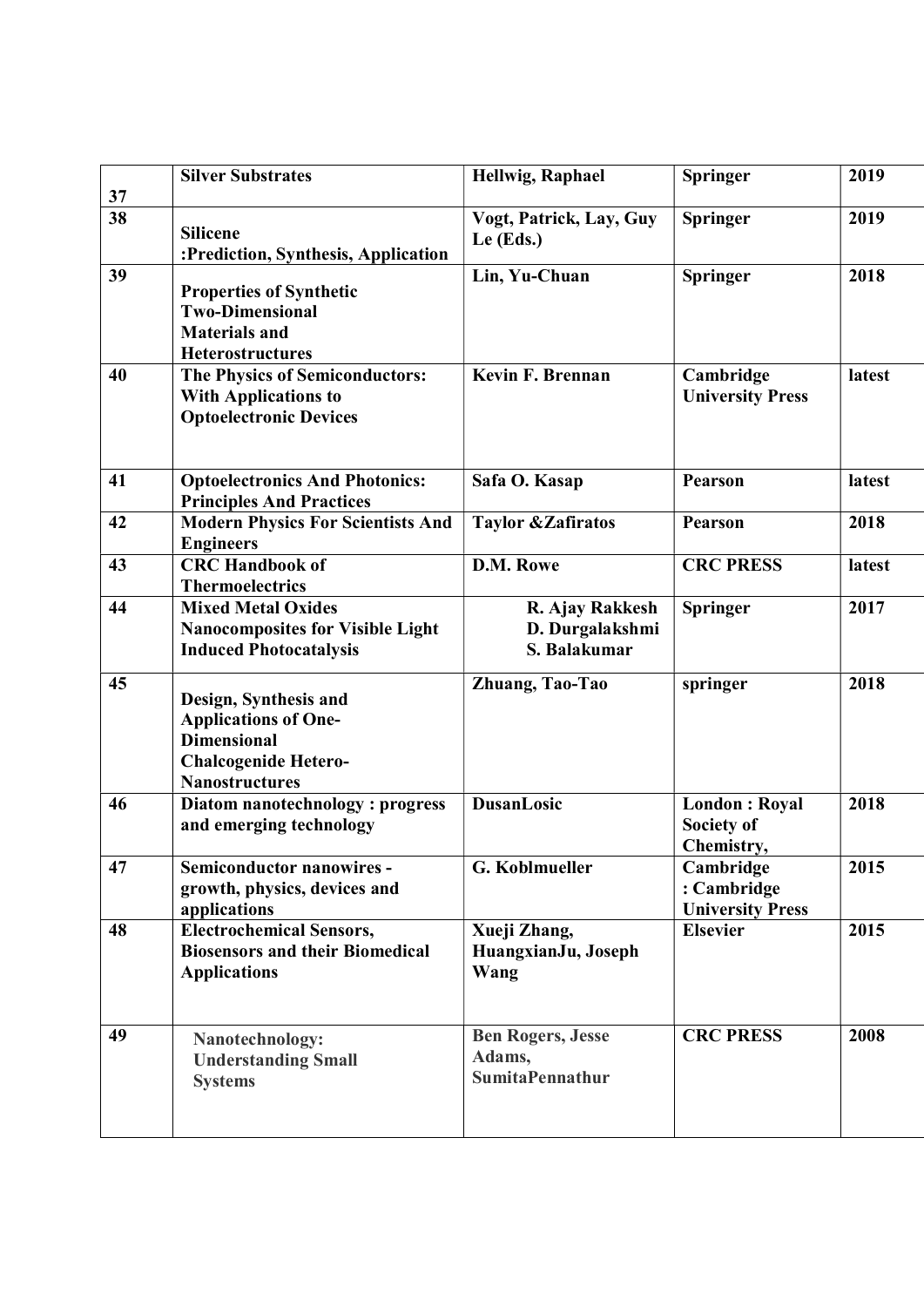| 37 | **Silver Substrates** | **Hellwig, Raphael** | **Springer** | **2019** |
|---|---|---|---|---|
| **38** | **Silicene :Prediction, Synthesis, Application** | **Vogt, Patrick, Lay, Guy Le (Eds.)** | **Springer** | **2019** |
| **39** | **Properties of Synthetic Two-Dimensional Materials and Heterostructures** | **Lin, Yu-Chuan** | **Springer** | **2018** |
| **40** | **The Physics of Semiconductors: With Applications to Optoelectronic Devices** | **Kevin F. Brennan** | **Cambridge University Press** | **latest** |
| **41** | **Optoelectronics And Photonics: Principles And Practices** | **Safa O. Kasap** | **Pearson** | **latest** |
| **42** | **Modern Physics For Scientists And Engineers** | **Taylor &Zafiratos** | **Pearson** | **2018** |
| **43** | **CRC Handbook of Thermoelectrics** | **D.M. Rowe** | **CRC PRESS** | **latest** |
| **44** | **Mixed Metal Oxides Nanocomposites for Visible Light Induced Photocatalysis** | **R. Ajay Rakkesh D. Durgalakshmi S. Balakumar** | **Springer** | **2017** |
| **45** | **Design, Synthesis and Applications of One-Dimensional Chalcogenide Hetero-Nanostructures** | **Zhuang, Tao-Tao** | **springer** | **2018** |
| **46** | **Diatom nanotechnology : progress and emerging technology** | **DusanLosic** | **London : Royal Society of Chemistry,** | **2018** |
| **47** | **Semiconductor nanowires - growth, physics, devices and applications** | **G. Koblmueller** | **Cambridge : Cambridge University Press** | **2015** |
| **48** | **Electrochemical Sensors, Biosensors and their Biomedical Applications** | **Xueji Zhang, HuangxianJu, Joseph Wang** | **Elsevier** | **2015** |
| **49** | **Nanotechnology: Understanding Small Systems** | **Ben Rogers, Jesse Adams, SumitaPennathur** | **CRC PRESS** | **2008** |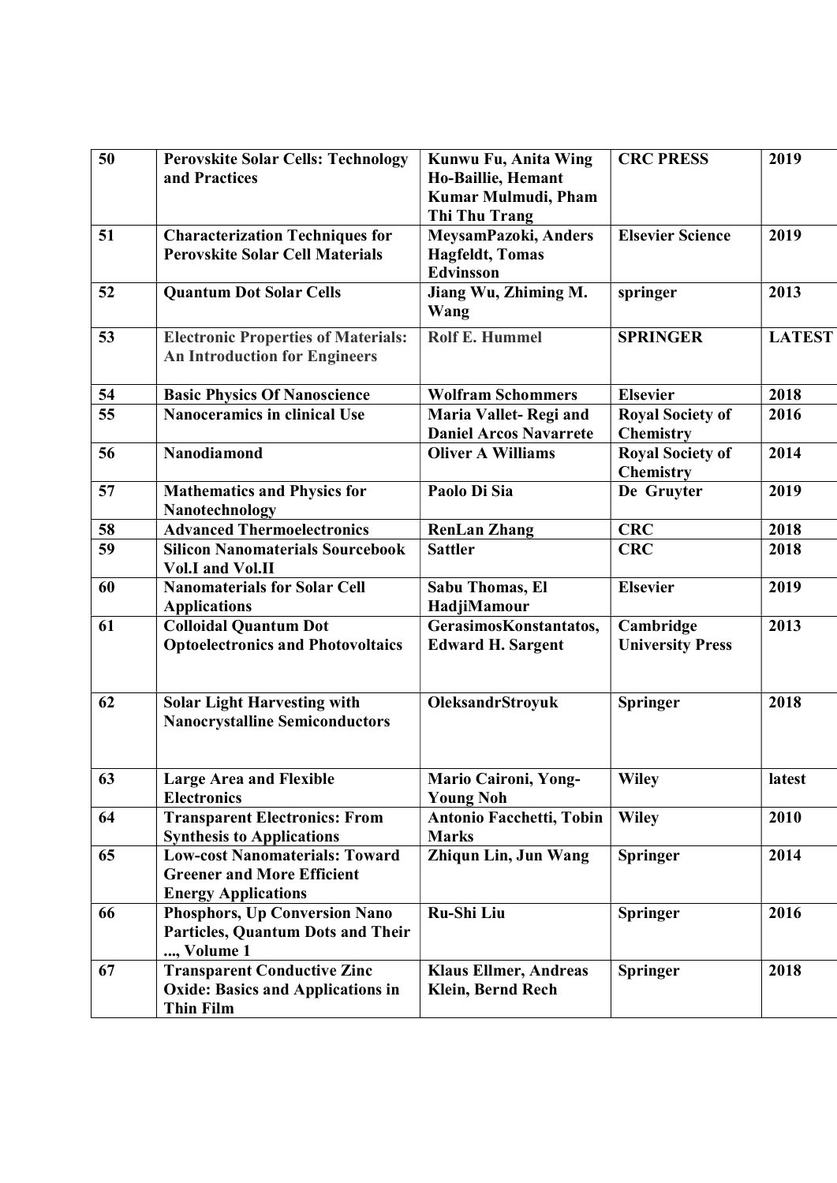| 50 | **Perovskite Solar Cells: Technology and Practices** | **Kunwu Fu, Anita Wing Ho-Baillie, Hemant Kumar Mulmudi, Pham Thi Thu Trang** | **CRC PRESS** | **2019** |
|---|---|---|---|---|
| 51 | **Characterization Techniques for Perovskite Solar Cell Materials** | **MeysamPazoki, Anders Hagfeldt, Tomas Edvinsson** | **Elsevier Science** | **2019** |
| 52 | **Quantum Dot Solar Cells** | **Jiang Wu, Zhiming M. Wang** | **springer** | **2013** |
| 53 | **Electronic Properties of Materials: An Introduction for Engineers** | **Rolf E. Hummel** | **SPRINGER** | **LATEST** |
| 54 | **Basic Physics Of Nanoscience** | **Wolfram Schommers** | **Elsevier** | **2018** |
| 55 | **Nanoceramics in clinical Use** | **Maria Vallet- Regi and Daniel Arcos Navarrete** | **Royal Society of Chemistry** | **2016** |
| 56 | **Nanodiamond** | **Oliver A Williams** | **Royal Society of Chemistry** | **2014** |
| 57 | **Mathematics and Physics for Nanotechnology** | **Paolo Di Sia** | **De Gruyter** | **2019** |
| 58 | **Advanced Thermoelectronics** | **RenLan Zhang** | **CRC** | **2018** |
| 59 | **Silicon Nanomaterials Sourcebook Vol.I and Vol.II** | **Sattler** | **CRC** | **2018** |
| 60 | **Nanomaterials for Solar Cell Applications** | **Sabu Thomas, El HadjiMamour** | **Elsevier** | **2019** |
| 61 | **Colloidal Quantum Dot Optoelectronics and Photovoltaics** | **GerasimosKonstantatos, Edward H. Sargent** | **Cambridge University Press** | **2013** |
| 62 | **Solar Light Harvesting with Nanocrystalline Semiconductors** | **OleksandrStroyuk** | **Springer** | **2018** |
| 63 | **Large Area and Flexible Electronics** | **Mario Caironi, Yong-Young Noh** | **Wiley** | **latest** |
| 64 | **Transparent Electronics: From Synthesis to Applications** | **Antonio Facchetti, Tobin Marks** | **Wiley** | **2010** |
| 65 | **Low-cost Nanomaterials: Toward Greener and More Efficient Energy Applications** | **Zhiqun Lin, Jun Wang** | **Springer** | **2014** |
| 66 | **Phosphors, Up Conversion Nano Particles, Quantum Dots and Their ..., Volume 1** | **Ru-Shi Liu** | **Springer** | **2016** |
| 67 | **Transparent Conductive Zinc Oxide: Basics and Applications in Thin Film** | **Klaus Ellmer, Andreas Klein, Bernd Rech** | **Springer** | **2018** |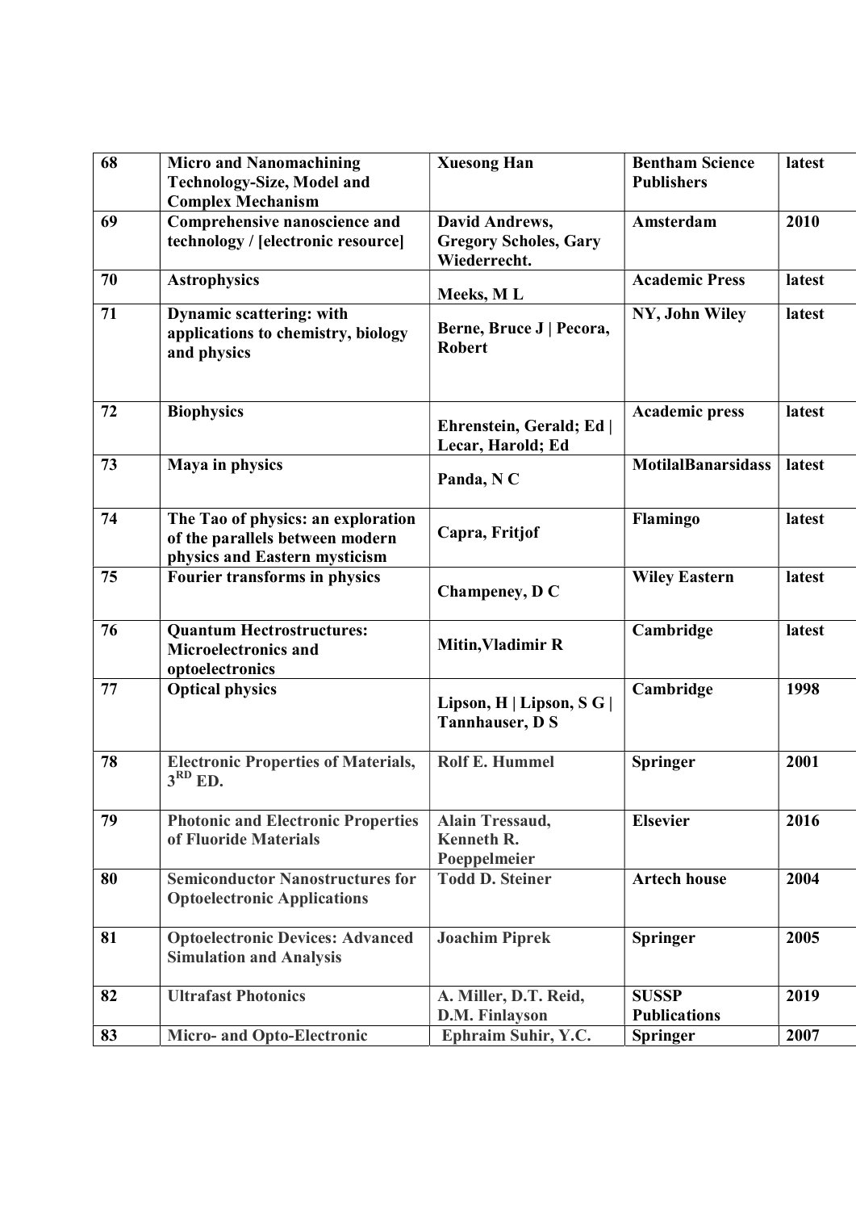| 68 | **Micro and Nanomachining Technology-Size, Model and Complex Mechanism** | **Xuesong Han** | **Bentham Science Publishers** | **latest** |
|---|---|---|---|---|
| **69** | **Comprehensive nanoscience and technology / [electronic resource]** | **David Andrews, Gregory Scholes, Gary Wiederrecht.** | **Amsterdam** | **2010** |
| **70** | **Astrophysics** | **Meeks, M L** | **Academic Press** | **latest** |
| **71** | **Dynamic scattering: with applications to chemistry, biology and physics** | **Berne, Bruce J \| Pecora, Robert** | **NY, John Wiley** | **latest** |
| **72** | **Biophysics** | **Ehrenstein, Gerald; Ed \| Lecar, Harold; Ed** | **Academic press** | **latest** |
| **73** | **Maya in physics** | **Panda, N C** | **MotilalBanarsidass** | **latest** |
| **74** | **The Tao of physics: an exploration of the parallels between modern physics and Eastern mysticism** | **Capra, Fritjof** | **Flamingo** | **latest** |
| **75** | **Fourier transforms in physics** | **Champeney, D C** | **Wiley Eastern** | **latest** |
| **76** | **Quantum Hectrostructures: Microelectronics and optoelectronics** | **Mitin,Vladimir R** | **Cambridge** | **latest** |
| **77** | **Optical physics** | **Lipson, H \| Lipson, S G \| Tannhauser, D S** | **Cambridge** | **1998** |
| **78** | **Electronic Properties of Materials, 3^RD^ ED.** | **Rolf E. Hummel** | **Springer** | **2001** |
| **79** | **Photonic and Electronic Properties of Fluoride Materials** | **Alain Tressaud, Kenneth R. Poeppelmeier** | **Elsevier** | **2016** |
| **80** | **Semiconductor Nanostructures for Optoelectronic Applications** | **Todd D. Steiner** | **Artech house** | **2004** |
| **81** | **Optoelectronic Devices: Advanced Simulation and Analysis** | **Joachim Piprek** | **Springer** | **2005** |
| **82** | **Ultrafast Photonics** | **A. Miller, D.T. Reid, D.M. Finlayson** | **SUSSP Publications** | **2019** |
| **83** | **Micro- and Opto-Electronic** | **Ephraim Suhir, Y.C.** | **Springer** | **2007** |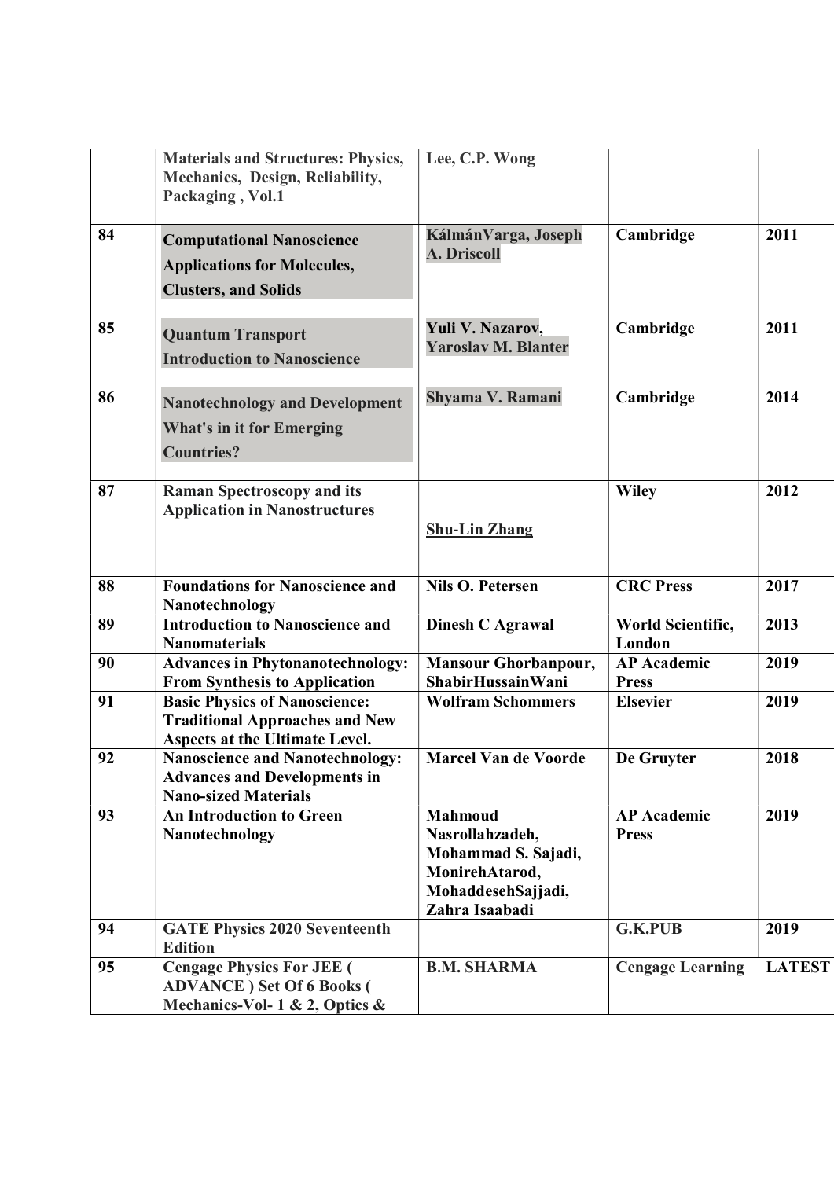|  |  |  |  |  |
|---|---|---|---|---|
|  | **Materials and Structures: Physics, Mechanics, Design, Reliability, Packaging , Vol.1** | **Lee, C.P. Wong** |  |  |
| **84** | **Computational Nanoscience Applications for Molecules, Clusters, and Solids** | **KálmánVarga, Joseph A. Driscoll** | **Cambridge** | **2011** |
| **85** | **Quantum Transport Introduction to Nanoscience** | **Yuli V. Nazarov, Yaroslav M. Blanter** | **Cambridge** | **2011** |
| **86** | **Nanotechnology and Development What's in it for Emerging Countries?** | **Shyama V. Ramani** | **Cambridge** | **2014** |
| **87** | **Raman Spectroscopy and its Application in Nanostructures** | **Shu-Lin Zhang** | **Wiley** | **2012** |
| **88** | **Foundations for Nanoscience and Nanotechnology** | **Nils O. Petersen** | **CRC Press** | **2017** |
| **89** | **Introduction to Nanoscience and Nanomaterials** | **Dinesh C Agrawal** | **World Scientific, London** | **2013** |
| **90** | **Advances in Phytonanotechnology: From Synthesis to Application** | **Mansour Ghorbanpour, ShabirHussainWani** | **AP Academic Press** | **2019** |
| **91** | **Basic Physics of Nanoscience: Traditional Approaches and New Aspects at the Ultimate Level.** | **Wolfram Schommers** | **Elsevier** | **2019** |
| **92** | **Nanoscience and Nanotechnology: Advances and Developments in Nano-sized Materials** | **Marcel Van de Voorde** | **De Gruyter** | **2018** |
| **93** | **An Introduction to Green Nanotechnology** | **Mahmoud Nasrollahzadeh, Mohammad S. Sajadi, MonirehAtarod, MohaddesehSajjadi, Zahra Isaabadi** | **AP Academic Press** | **2019** |
| **94** | **GATE Physics 2020 Seventeenth Edition** |  | **G.K.PUB** | **2019** |
| **95** | **Cengage Physics For JEE ( ADVANCE ) Set Of 6 Books ( Mechanics-Vol- 1 & 2, Optics &** | **B.M. SHARMA** | **Cengage Learning** | **LATEST** |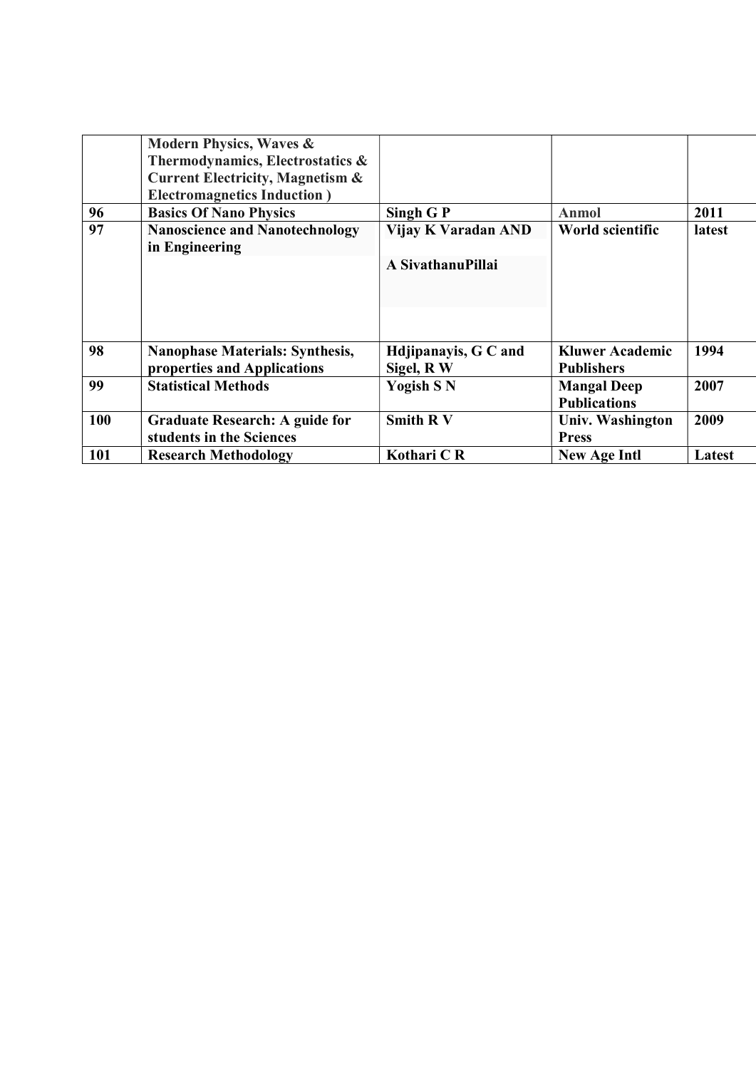| | | | | |
|---|---|---|---|---|
| | **Modern Physics, Waves & Thermodynamics, Electrostatics & Current Electricity, Magnetism & Electromagnetics Induction )** | | | |
| **96** | **Basics Of Nano Physics** | **Singh G P** | **Anmol** | **2011** |
| **97** | **Nanoscience and Nanotechnology in Engineering** | **Vijay K Varadan AND A SivathanuPillai** | **World scientific** | **latest** |
| **98** | **Nanophase Materials: Synthesis, properties and Applications** | **Hdjipanayis, G C and Sigel, R W** | **Kluwer Academic Publishers** | **1994** |
| **99** | **Statistical Methods** | **Yogish S N** | **Mangal Deep Publications** | **2007** |
| **100** | **Graduate Research: A guide for students in the Sciences** | **Smith R V** | **Univ. Washington Press** | **2009** |
| **101** | **Research Methodology** | **Kothari C R** | **New Age Intl** | **Latest** |